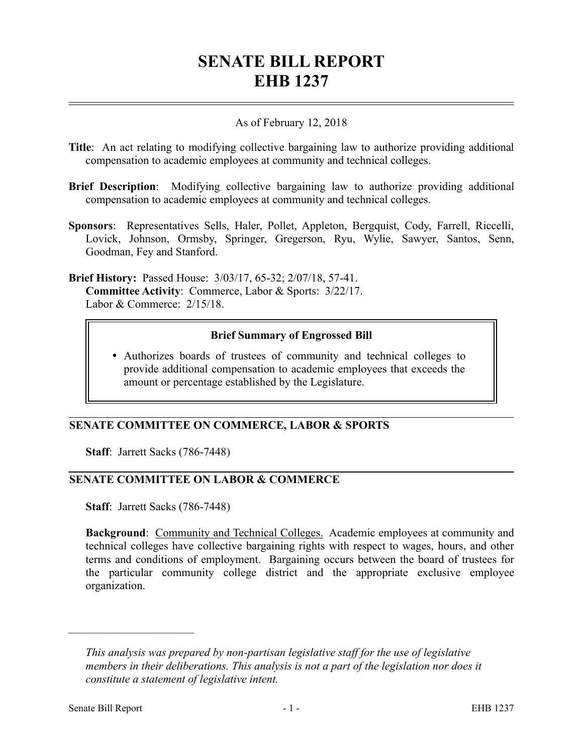# SENATE BILL REPORT
# EHB 1237

As of February 12, 2018

**Title**: An act relating to modifying collective bargaining law to authorize providing additional compensation to academic employees at community and technical colleges.

**Brief Description**: Modifying collective bargaining law to authorize providing additional compensation to academic employees at community and technical colleges.

**Sponsors**: Representatives Sells, Haler, Pollet, Appleton, Bergquist, Cody, Farrell, Riccelli, Lovick, Johnson, Ormsby, Springer, Gregerson, Ryu, Wylie, Sawyer, Santos, Senn, Goodman, Fey and Stanford.

**Brief History:** Passed House: 3/03/17, 65-32; 2/07/18, 57-41.
**Committee Activity**: Commerce, Labor & Sports: 3/22/17.
Labor & Commerce: 2/15/18.

**Brief Summary of Engrossed Bill**

- Authorizes boards of trustees of community and technical colleges to provide additional compensation to academic employees that exceeds the amount or percentage established by the Legislature.

## SENATE COMMITTEE ON COMMERCE, LABOR & SPORTS

**Staff**: Jarrett Sacks (786-7448)

## SENATE COMMITTEE ON LABOR & COMMERCE

**Staff**: Jarrett Sacks (786-7448)

**Background**: Community and Technical Colleges. Academic employees at community and technical colleges have collective bargaining rights with respect to wages, hours, and other terms and conditions of employment. Bargaining occurs between the board of trustees for the particular community college district and the appropriate exclusive employee organization.

---

*This analysis was prepared by non-partisan legislative staff for the use of legislative members in their deliberations. This analysis is not a part of the legislation nor does it constitute a statement of legislative intent.*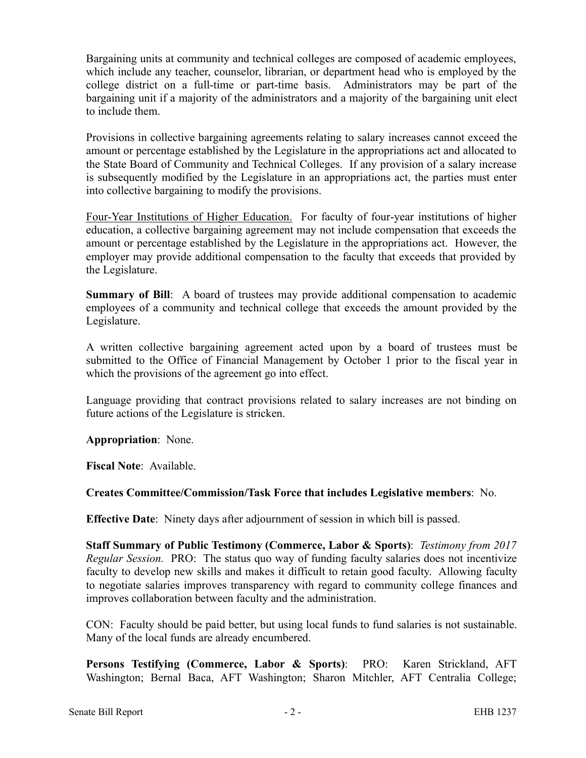Bargaining units at community and technical colleges are composed of academic employees, which include any teacher, counselor, librarian, or department head who is employed by the college district on a full-time or part-time basis. Administrators may be part of the bargaining unit if a majority of the administrators and a majority of the bargaining unit elect to include them.

Provisions in collective bargaining agreements relating to salary increases cannot exceed the amount or percentage established by the Legislature in the appropriations act and allocated to the State Board of Community and Technical Colleges. If any provision of a salary increase is subsequently modified by the Legislature in an appropriations act, the parties must enter into collective bargaining to modify the provisions.

Four-Year Institutions of Higher Education. For faculty of four-year institutions of higher education, a collective bargaining agreement may not include compensation that exceeds the amount or percentage established by the Legislature in the appropriations act. However, the employer may provide additional compensation to the faculty that exceeds that provided by the Legislature.

**Summary of Bill**: A board of trustees may provide additional compensation to academic employees of a community and technical college that exceeds the amount provided by the Legislature.

A written collective bargaining agreement acted upon by a board of trustees must be submitted to the Office of Financial Management by October 1 prior to the fiscal year in which the provisions of the agreement go into effect.

Language providing that contract provisions related to salary increases are not binding on future actions of the Legislature is stricken.

**Appropriation**: None.

**Fiscal Note**: Available.

**Creates Committee/Commission/Task Force that includes Legislative members**: No.

**Effective Date**: Ninety days after adjournment of session in which bill is passed.

**Staff Summary of Public Testimony (Commerce, Labor & Sports)**: *Testimony from 2017 Regular Session.* PRO: The status quo way of funding faculty salaries does not incentivize faculty to develop new skills and makes it difficult to retain good faculty. Allowing faculty to negotiate salaries improves transparency with regard to community college finances and improves collaboration between faculty and the administration.

CON: Faculty should be paid better, but using local funds to fund salaries is not sustainable. Many of the local funds are already encumbered.

**Persons Testifying (Commerce, Labor & Sports)**: PRO: Karen Strickland, AFT Washington; Bernal Baca, AFT Washington; Sharon Mitchler, AFT Centralia College;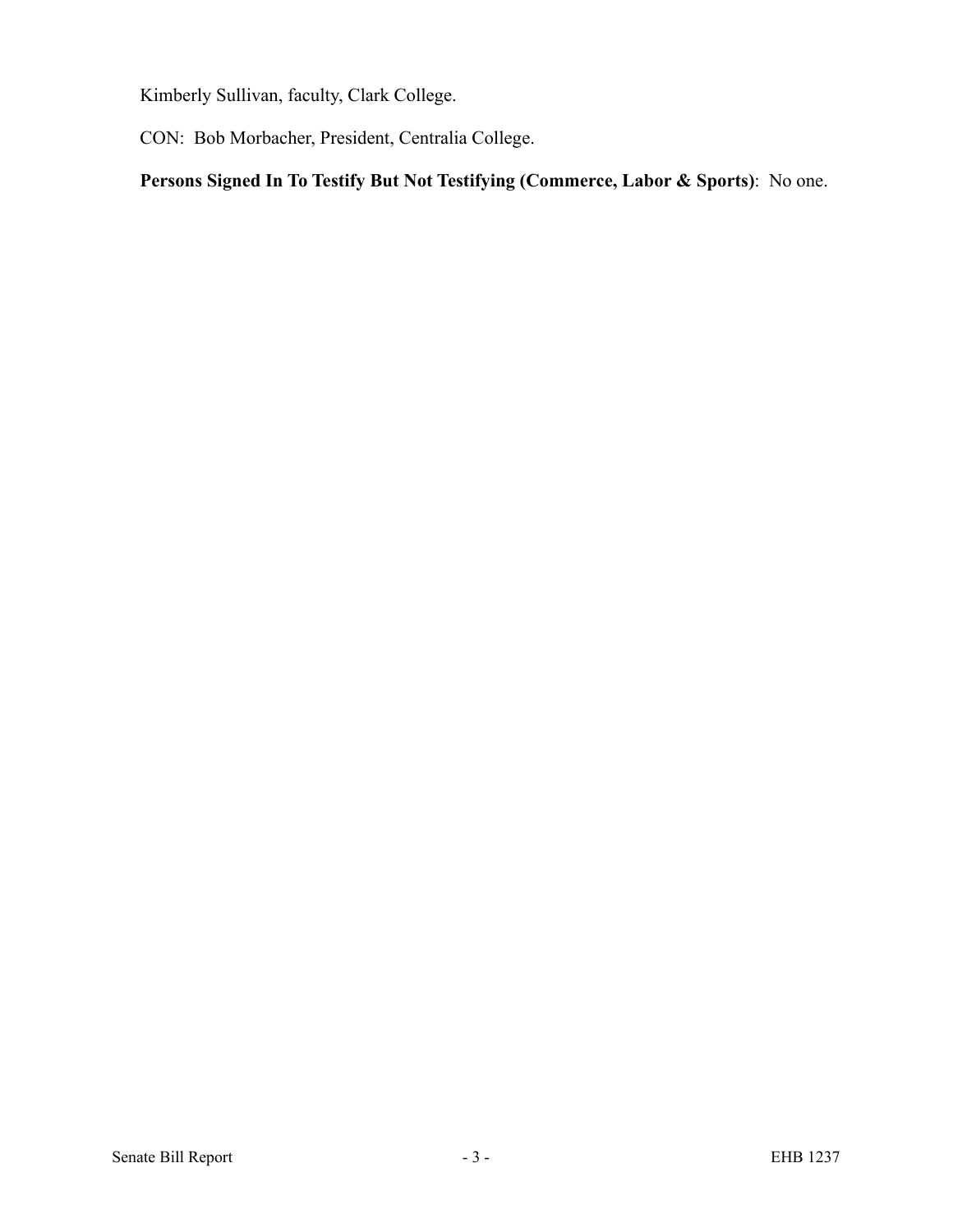Kimberly Sullivan, faculty, Clark College.

CON: Bob Morbacher, President, Centralia College.

**Persons Signed In To Testify But Not Testifying (Commerce, Labor & Sports)**: No one.